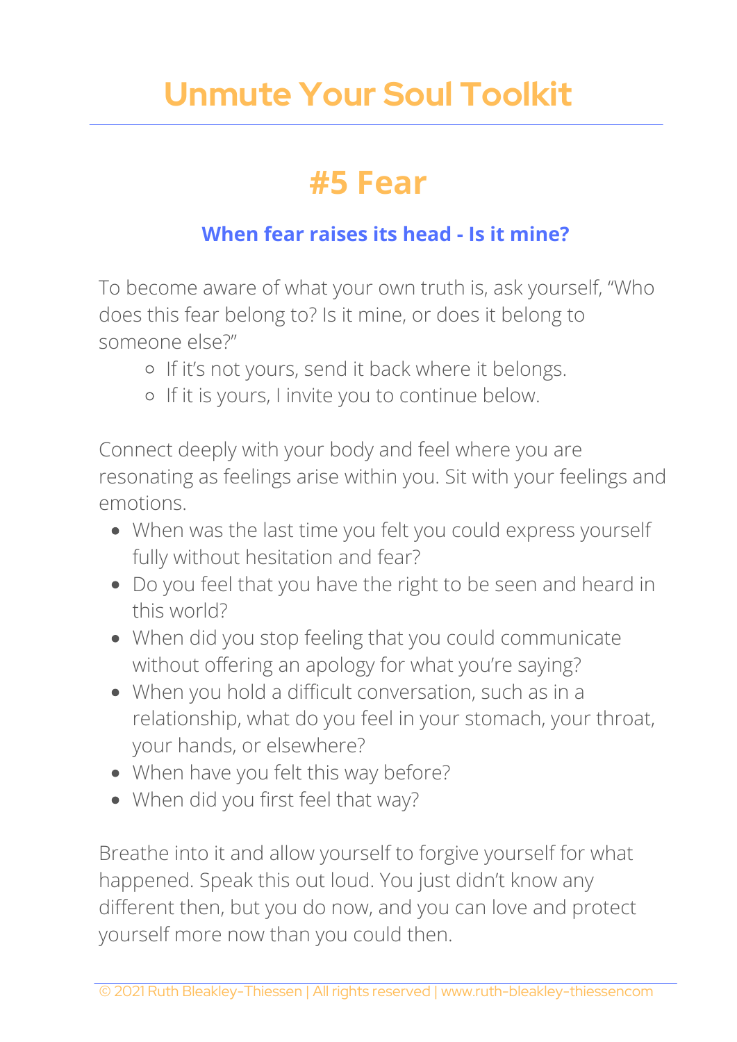# Unmute Your Soul Toolkit

## #5 Fear

### When fear raises its head - Is it mine?

To become aware of what your own truth is, ask yourself, "Who does this fear belong to? Is it mine, or does it belong to someone else?"

- If it's not yours, send it back where it belongs.
- If it is yours, I invite you to continue below.

Connect deeply with your body and feel where you are resonating as feelings arise within you. Sit with your feelings and emotions.

- When was the last time you felt you could express yourself fully without hesitation and fear?
- Do you feel that you have the right to be seen and heard in this world?
- When did you stop feeling that you could communicate without offering an apology for what you're saying?
- When you hold a difficult conversation, such as in a relationship, what do you feel in your stomach, your throat, your hands, or elsewhere?
- When have you felt this way before?
- When did you first feel that way?

Breathe into it and allow yourself to forgive yourself for what happened. Speak this out loud. You just didn't know any different then, but you do now, and you can love and protect yourself more now than you could then.

© 2021 Ruth Bleakley-Thiessen | All rights reserved | www.ruth-bleakley-thiessencom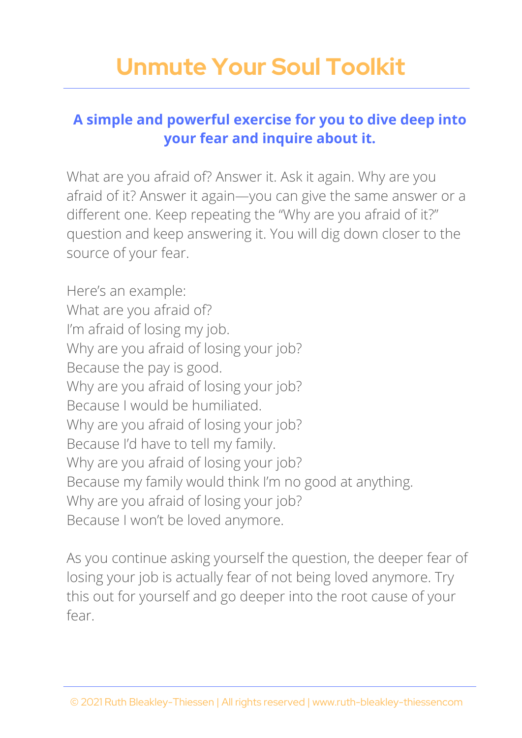# Unmute Your Soul Toolkit

### **A simple and powerful exercise for you to dive deep into your fear and inquire about it.**

What are you afraid of? Answer it. Ask it again. Why are you afraid of it? Answer it again—you can give the same answer or a different one. Keep repeating the "Why are you afraid of it?" question and keep answering it. You will dig down closer to the source of your fear.

Here's an example:
What are you afraid of?
I'm afraid of losing my job.
Why are you afraid of losing your job?
Because the pay is good.
Why are you afraid of losing your job?
Because I would be humiliated.
Why are you afraid of losing your job?
Because I'd have to tell my family.
Why are you afraid of losing your job?
Because my family would think I'm no good at anything.
Why are you afraid of losing your job?
Because I won't be loved anymore.

As you continue asking yourself the question, the deeper fear of losing your job is actually fear of not being loved anymore. Try this out for yourself and go deeper into the root cause of your fear.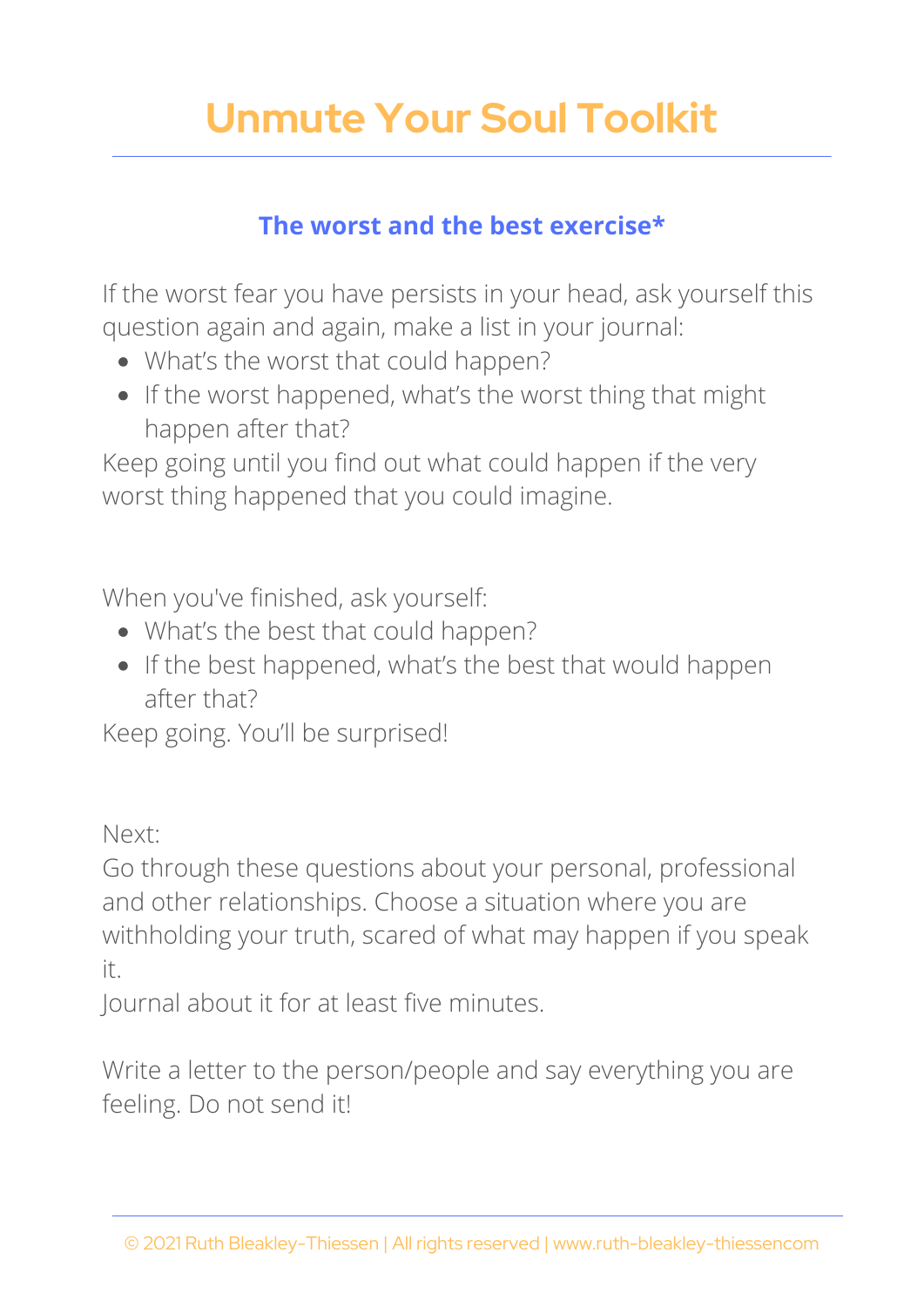# Unmute Your Soul Toolkit

## The worst and the best exercise*

If the worst fear you have persists in your head, ask yourself this question again and again, make a list in your journal:

- What's the worst that could happen?
- If the worst happened, what's the worst thing that might happen after that?

Keep going until you find out what could happen if the very worst thing happened that you could imagine.

When you've finished, ask yourself:

- What's the best that could happen?
- If the best happened, what's the best that would happen after that?

Keep going. You'll be surprised!

Next:
Go through these questions about your personal, professional and other relationships. Choose a situation where you are withholding your truth, scared of what may happen if you speak it.
Journal about it for at least five minutes.

Write a letter to the person/people and say everything you are feeling. Do not send it!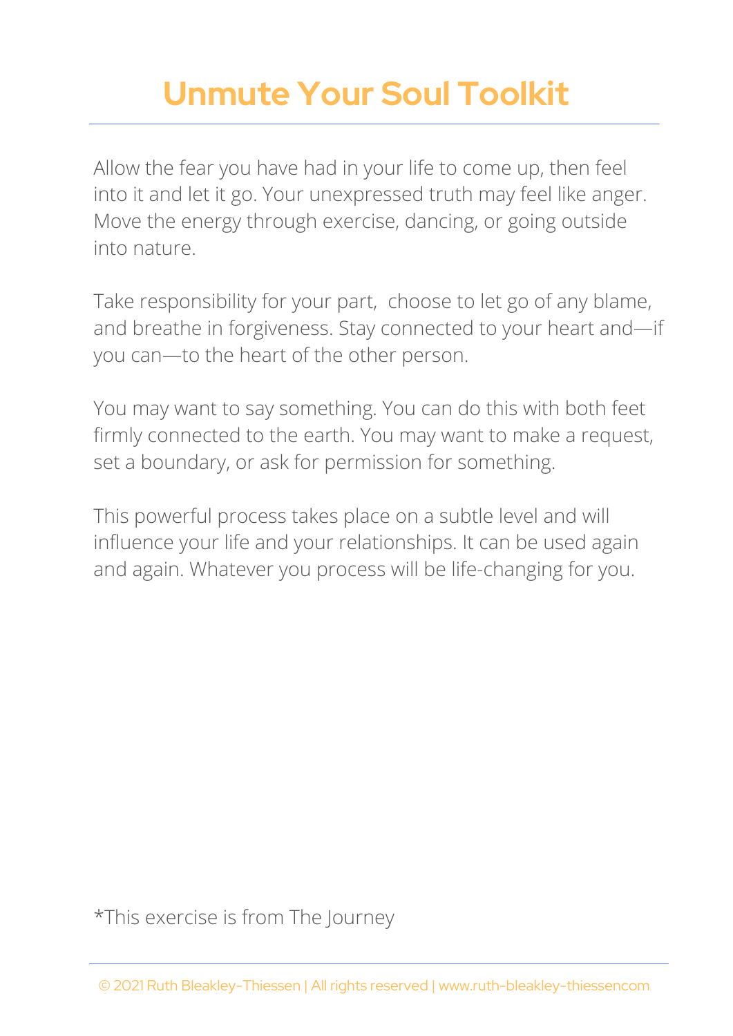# Unmute Your Soul Toolkit

Allow the fear you have had in your life to come up, then feel into it and let it go. Your unexpressed truth may feel like anger. Move the energy through exercise, dancing, or going outside into nature.

Take responsibility for your part, choose to let go of any blame, and breathe in forgiveness. Stay connected to your heart and—if you can—to the heart of the other person.

You may want to say something. You can do this with both feet firmly connected to the earth. You may want to make a request, set a boundary, or ask for permission for something.

This powerful process takes place on a subtle level and will influence your life and your relationships. It can be used again and again. Whatever you process will be life-changing for you.

*This exercise is from The Journey